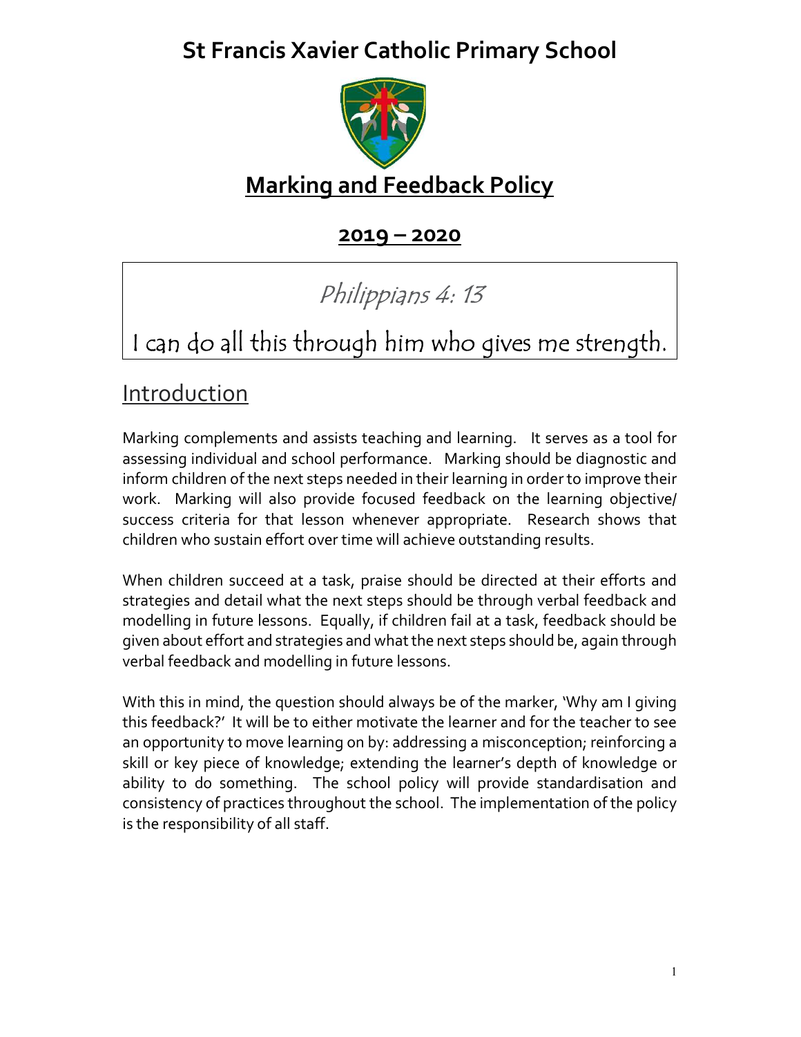# St Francis Xavier Catholic Primary School

## Marking and Feedback Policy

### 2019 – 2020

*Philippians 4: 13*

I can do all this through him who gives me strength.

## Introduction

Marking complements and assists teaching and learning. It serves as a tool for assessing individual and school performance. Marking should be diagnostic and inform children of the next steps needed in their learning in order to improve their work. Marking will also provide focused feedback on the learning objective/ success criteria for that lesson whenever appropriate. Research shows that children who sustain effort over time will achieve outstanding results.

When children succeed at a task, praise should be directed at their efforts and strategies and detail what the next steps should be through verbal feedback and modelling in future lessons. Equally, if children fail at a task, feedback should be given about effort and strategies and what the next steps should be, again through verbal feedback and modelling in future lessons.

With this in mind, the question should always be of the marker, 'Why am I giving this feedback?' It will be to either motivate the learner and for the teacher to see an opportunity to move learning on by: addressing a misconception; reinforcing a skill or key piece of knowledge; extending the learner's depth of knowledge or ability to do something. The school policy will provide standardisation and consistency of practices throughout the school. The implementation of the policy is the responsibility of all staff.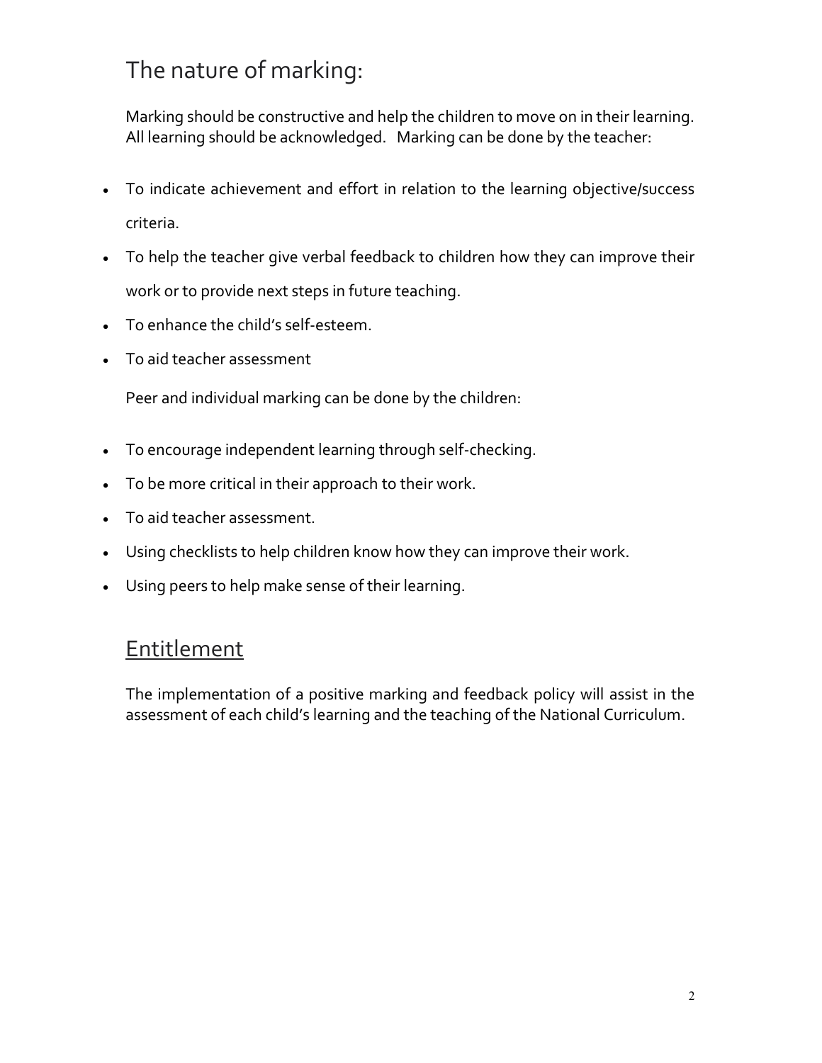## The nature of marking:

Marking should be constructive and help the children to move on in their learning. All learning should be acknowledged. Marking can be done by the teacher:

- To indicate achievement and effort in relation to the learning objective/success criteria.
- To help the teacher give verbal feedback to children how they can improve their work or to provide next steps in future teaching.
- To enhance the child's self-esteem.
- To aid teacher assessment

Peer and individual marking can be done by the children:

- To encourage independent learning through self-checking.
- To be more critical in their approach to their work.
- To aid teacher assessment.
- Using checklists to help children know how they can improve their work.
- Using peers to help make sense of their learning.

## Entitlement

The implementation of a positive marking and feedback policy will assist in the assessment of each child's learning and the teaching of the National Curriculum.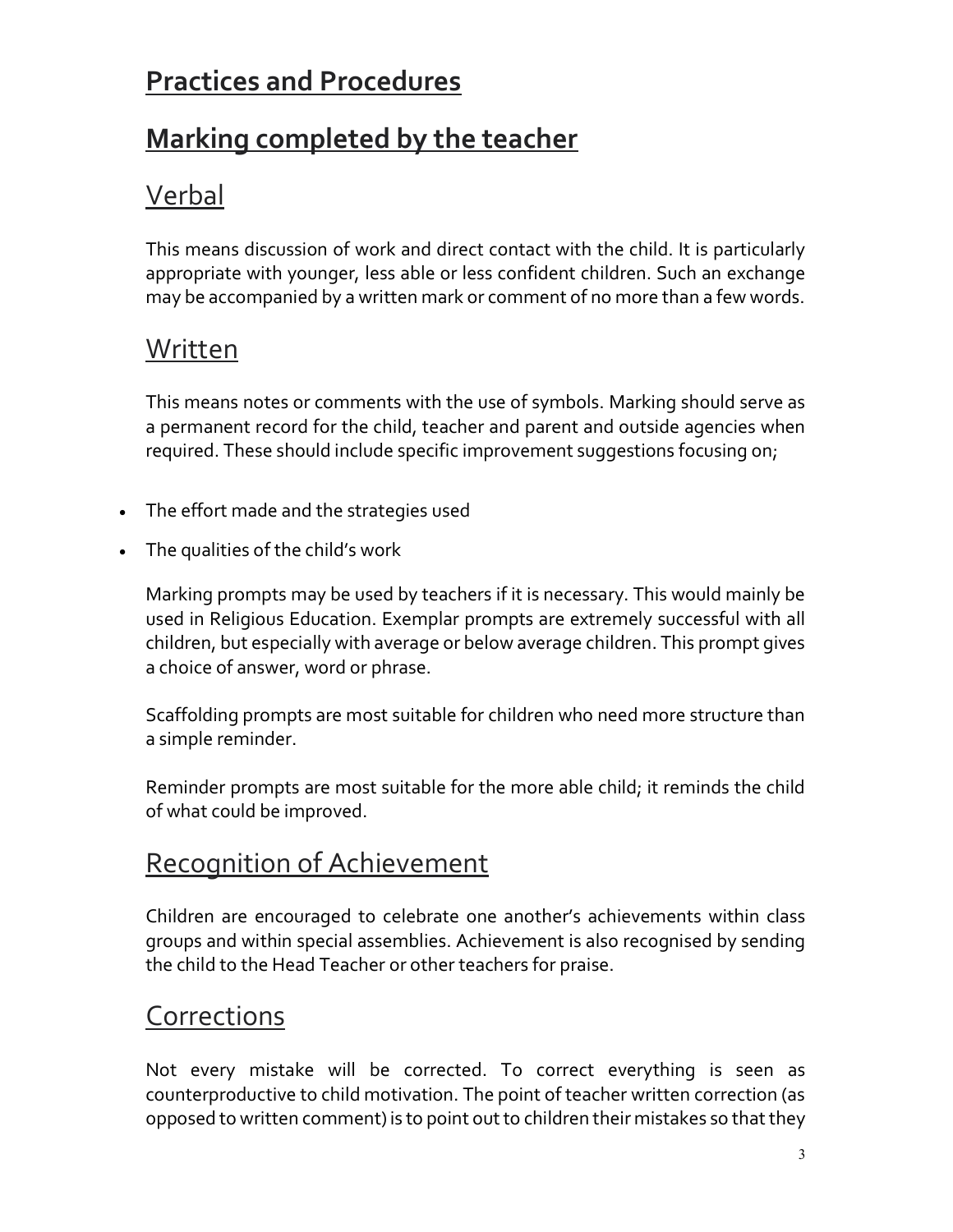# Practices and Procedures

# Marking completed by the teacher

## Verbal

This means discussion of work and direct contact with the child. It is particularly appropriate with younger, less able or less confident children. Such an exchange may be accompanied by a written mark or comment of no more than a few words.

## Written

This means notes or comments with the use of symbols. Marking should serve as a permanent record for the child, teacher and parent and outside agencies when required. These should include specific improvement suggestions focusing on;

- The effort made and the strategies used
- The qualities of the child's work

Marking prompts may be used by teachers if it is necessary. This would mainly be used in Religious Education. Exemplar prompts are extremely successful with all children, but especially with average or below average children. This prompt gives a choice of answer, word or phrase.

Scaffolding prompts are most suitable for children who need more structure than a simple reminder.

Reminder prompts are most suitable for the more able child; it reminds the child of what could be improved.

## Recognition of Achievement

Children are encouraged to celebrate one another's achievements within class groups and within special assemblies. Achievement is also recognised by sending the child to the Head Teacher or other teachers for praise.

## Corrections

Not every mistake will be corrected. To correct everything is seen as counterproductive to child motivation. The point of teacher written correction (as opposed to written comment) is to point out to children their mistakes so that they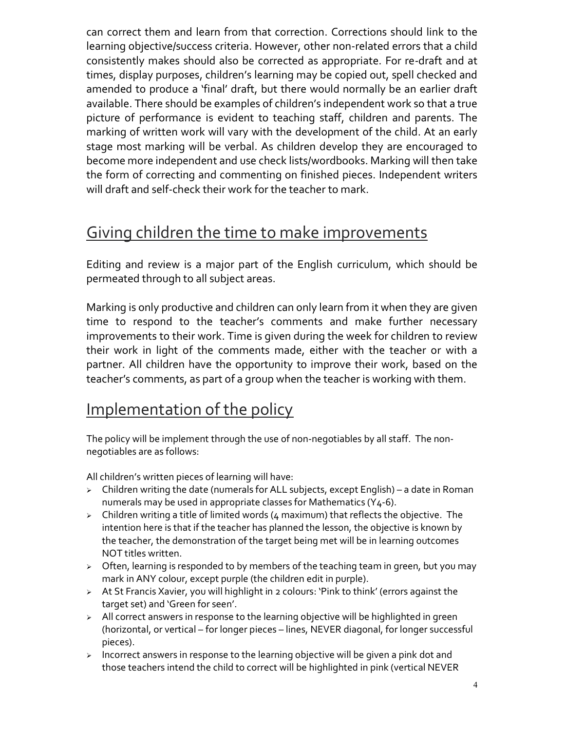can correct them and learn from that correction. Corrections should link to the learning objective/success criteria. However, other non-related errors that a child consistently makes should also be corrected as appropriate. For re-draft and at times, display purposes, children's learning may be copied out, spell checked and amended to produce a 'final' draft, but there would normally be an earlier draft available. There should be examples of children's independent work so that a true picture of performance is evident to teaching staff, children and parents. The marking of written work will vary with the development of the child. At an early stage most marking will be verbal. As children develop they are encouraged to become more independent and use check lists/wordbooks. Marking will then take the form of correcting and commenting on finished pieces. Independent writers will draft and self-check their work for the teacher to mark.

## Giving children the time to make improvements

Editing and review is a major part of the English curriculum, which should be permeated through to all subject areas.

Marking is only productive and children can only learn from it when they are given time to respond to the teacher's comments and make further necessary improvements to their work. Time is given during the week for children to review their work in light of the comments made, either with the teacher or with a partner. All children have the opportunity to improve their work, based on the teacher's comments, as part of a group when the teacher is working with them.

## Implementation of the policy

The policy will be implement through the use of non-negotiables by all staff. The non-negotiables are as follows:

All children's written pieces of learning will have:

- Children writing the date (numerals for ALL subjects, except English) – a date in Roman numerals may be used in appropriate classes for Mathematics (Y4-6).
- Children writing a title of limited words (4 maximum) that reflects the objective. The intention here is that if the teacher has planned the lesson, the objective is known by the teacher, the demonstration of the target being met will be in learning outcomes NOT titles written.
- Often, learning is responded to by members of the teaching team in green, but you may mark in ANY colour, except purple (the children edit in purple).
- At St Francis Xavier, you will highlight in 2 colours: 'Pink to think' (errors against the target set) and 'Green for seen'.
- All correct answers in response to the learning objective will be highlighted in green (horizontal, or vertical – for longer pieces – lines, NEVER diagonal, for longer successful pieces).
- Incorrect answers in response to the learning objective will be given a pink dot and those teachers intend the child to correct will be highlighted in pink (vertical NEVER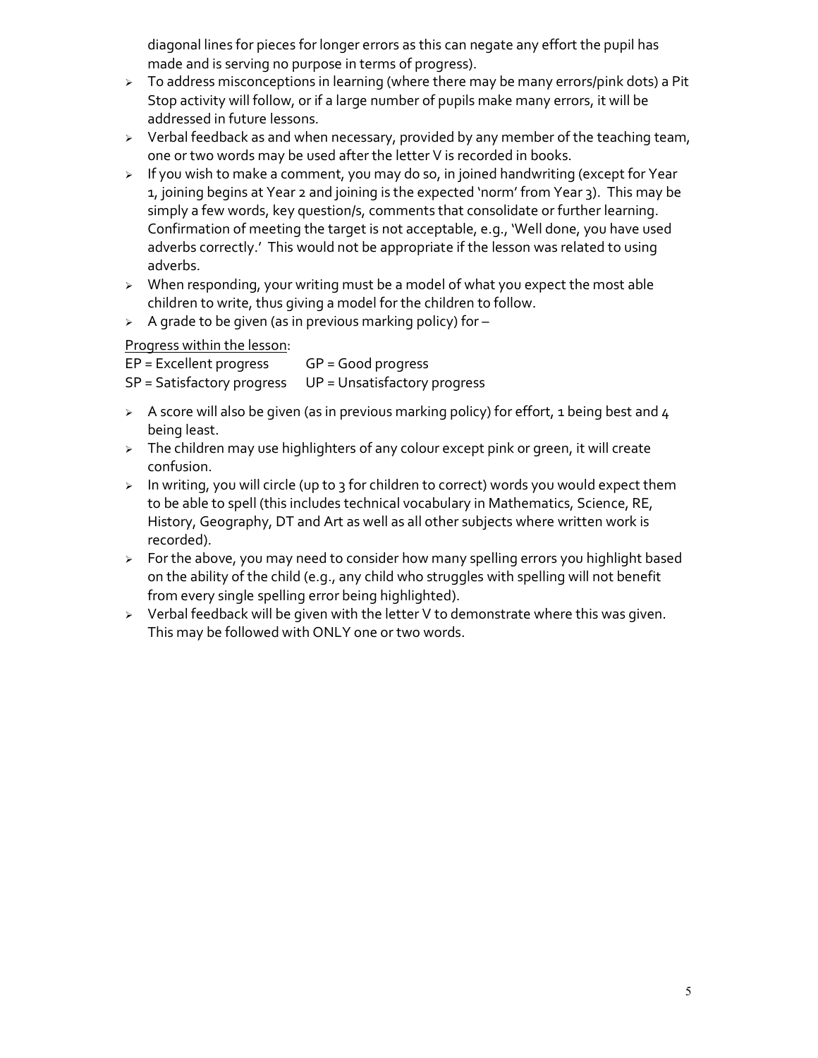diagonal lines for pieces for longer errors as this can negate any effort the pupil has made and is serving no purpose in terms of progress).

- To address misconceptions in learning (where there may be many errors/pink dots) a Pit Stop activity will follow, or if a large number of pupils make many errors, it will be addressed in future lessons.
- Verbal feedback as and when necessary, provided by any member of the teaching team, one or two words may be used after the letter V is recorded in books.
- If you wish to make a comment, you may do so, in joined handwriting (except for Year 1, joining begins at Year 2 and joining is the expected 'norm' from Year 3). This may be simply a few words, key question/s, comments that consolidate or further learning. Confirmation of meeting the target is not acceptable, e.g., 'Well done, you have used adverbs correctly.' This would not be appropriate if the lesson was related to using adverbs.
- When responding, your writing must be a model of what you expect the most able children to write, thus giving a model for the children to follow.
- A grade to be given (as in previous marking policy) for –

<u>Progress within the lesson</u>:

EP = Excellent progress GP = Good progress
SP = Satisfactory progress UP = Unsatisfactory progress

- A score will also be given (as in previous marking policy) for effort, 1 being best and 4 being least.
- The children may use highlighters of any colour except pink or green, it will create confusion.
- In writing, you will circle (up to 3 for children to correct) words you would expect them to be able to spell (this includes technical vocabulary in Mathematics, Science, RE, History, Geography, DT and Art as well as all other subjects where written work is recorded).
- For the above, you may need to consider how many spelling errors you highlight based on the ability of the child (e.g., any child who struggles with spelling will not benefit from every single spelling error being highlighted).
- Verbal feedback will be given with the letter V to demonstrate where this was given. This may be followed with ONLY one or two words.